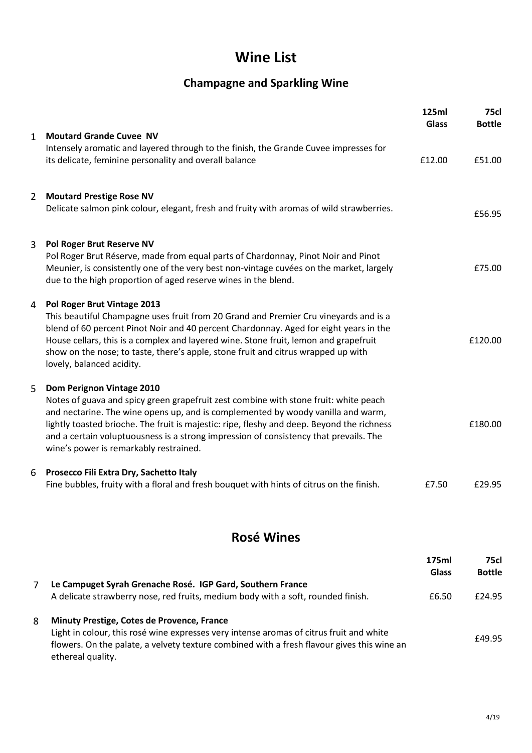# Wine List

## Champagne and Sparkling Wine

| | | 125ml Glass | 75cl Bottle |
|---|---|---|---|
| 1 | **Moutard Grande Cuvee NV**<br>Intensely aromatic and layered through to the finish, the Grande Cuvee impresses for its delicate, feminine personality and overall balance | £12.00 | £51.00 |
| 2 | **Moutard Prestige Rose NV**<br>Delicate salmon pink colour, elegant, fresh and fruity with aromas of wild strawberries. | | £56.95 |
| 3 | **Pol Roger Brut Reserve NV**<br>Pol Roger Brut Réserve, made from equal parts of Chardonnay, Pinot Noir and Pinot Meunier, is consistently one of the very best non-vintage cuvées on the market, largely due to the high proportion of aged reserve wines in the blend. | | £75.00 |
| 4 | **Pol Roger Brut Vintage 2013**<br>This beautiful Champagne uses fruit from 20 Grand and Premier Cru vineyards and is a blend of 60 percent Pinot Noir and 40 percent Chardonnay. Aged for eight years in the House cellars, this is a complex and layered wine. Stone fruit, lemon and grapefruit show on the nose; to taste, there's apple, stone fruit and citrus wrapped up with lovely, balanced acidity. | | £120.00 |
| 5 | **Dom Perignon Vintage 2010**<br>Notes of guava and spicy green grapefruit zest combine with stone fruit: white peach and nectarine. The wine opens up, and is complemented by woody vanilla and warm, lightly toasted brioche. The fruit is majestic: ripe, fleshy and deep. Beyond the richness and a certain voluptuousness is a strong impression of consistency that prevails. The wine's power is remarkably restrained. | | £180.00 |
| 6 | **Prosecco Fili Extra Dry, Sachetto Italy**<br>Fine bubbles, fruity with a floral and fresh bouquet with hints of citrus on the finish. | £7.50 | £29.95 |

## Rosé Wines

| | | 175ml Glass | 75cl Bottle |
|---|---|---|---|
| 7 | **Le Campuget Syrah Grenache Rosé. IGP Gard, Southern France**<br>A delicate strawberry nose, red fruits, medium body with a soft, rounded finish. | £6.50 | £24.95 |
| 8 | **Minuty Prestige, Cotes de Provence, France**<br>Light in colour, this rosé wine expresses very intense aromas of citrus fruit and white flowers. On the palate, a velvety texture combined with a fresh flavour gives this wine an ethereal quality. | | £49.95 |

4/19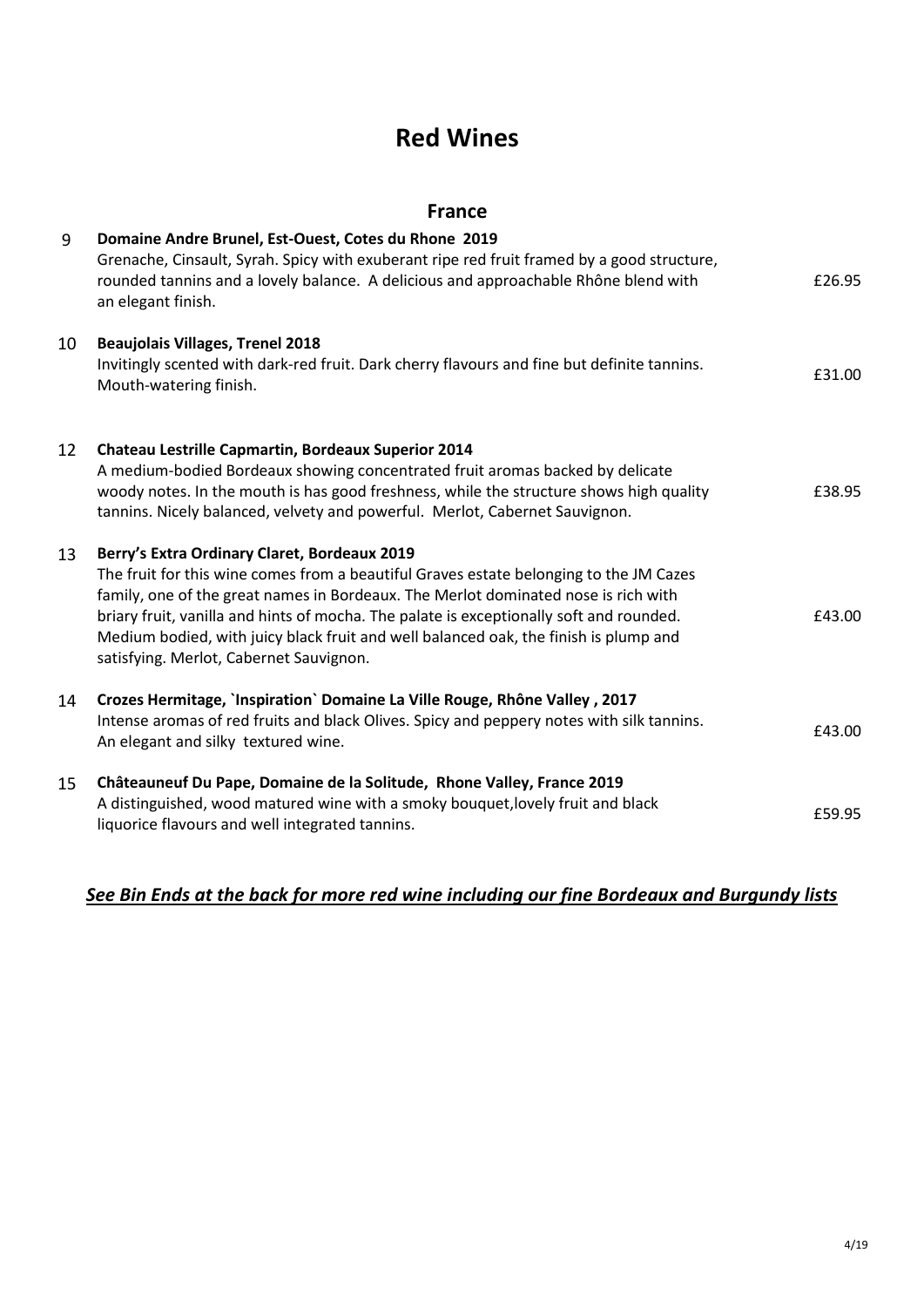# Red Wines

## France

| | | |
|---|---|---|
| 9 | **Domaine Andre Brunel, Est-Ouest, Cotes du Rhone 2019**<br>Grenache, Cinsault, Syrah. Spicy with exuberant ripe red fruit framed by a good structure, rounded tannins and a lovely balance. A delicious and approachable Rhône blend with an elegant finish. | £26.95 |
| 10 | **Beaujolais Villages, Trenel 2018**<br>Invitingly scented with dark-red fruit. Dark cherry flavours and fine but definite tannins. Mouth-watering finish. | £31.00 |
| 12 | **Chateau Lestrille Capmartin, Bordeaux Superior 2014**<br>A medium-bodied Bordeaux showing concentrated fruit aromas backed by delicate woody notes. In the mouth is has good freshness, while the structure shows high quality tannins. Nicely balanced, velvety and powerful. Merlot, Cabernet Sauvignon. | £38.95 |
| 13 | **Berry's Extra Ordinary Claret, Bordeaux 2019**<br>The fruit for this wine comes from a beautiful Graves estate belonging to the JM Cazes family, one of the great names in Bordeaux. The Merlot dominated nose is rich with briary fruit, vanilla and hints of mocha. The palate is exceptionally soft and rounded. Medium bodied, with juicy black fruit and well balanced oak, the finish is plump and satisfying. Merlot, Cabernet Sauvignon. | £43.00 |
| 14 | **Crozes Hermitage, `Inspiration` Domaine La Ville Rouge, Rhône Valley , 2017**<br>Intense aromas of red fruits and black Olives. Spicy and peppery notes with silk tannins. An elegant and silky textured wine. | £43.00 |
| 15 | **Châteauneuf Du Pape, Domaine de la Solitude, Rhone Valley, France 2019**<br>A distinguished, wood matured wine with a smoky bouquet,lovely fruit and black liquorice flavours and well integrated tannins. | £59.95 |

***See Bin Ends at the back for more red wine including our fine Bordeaux and Burgundy lists***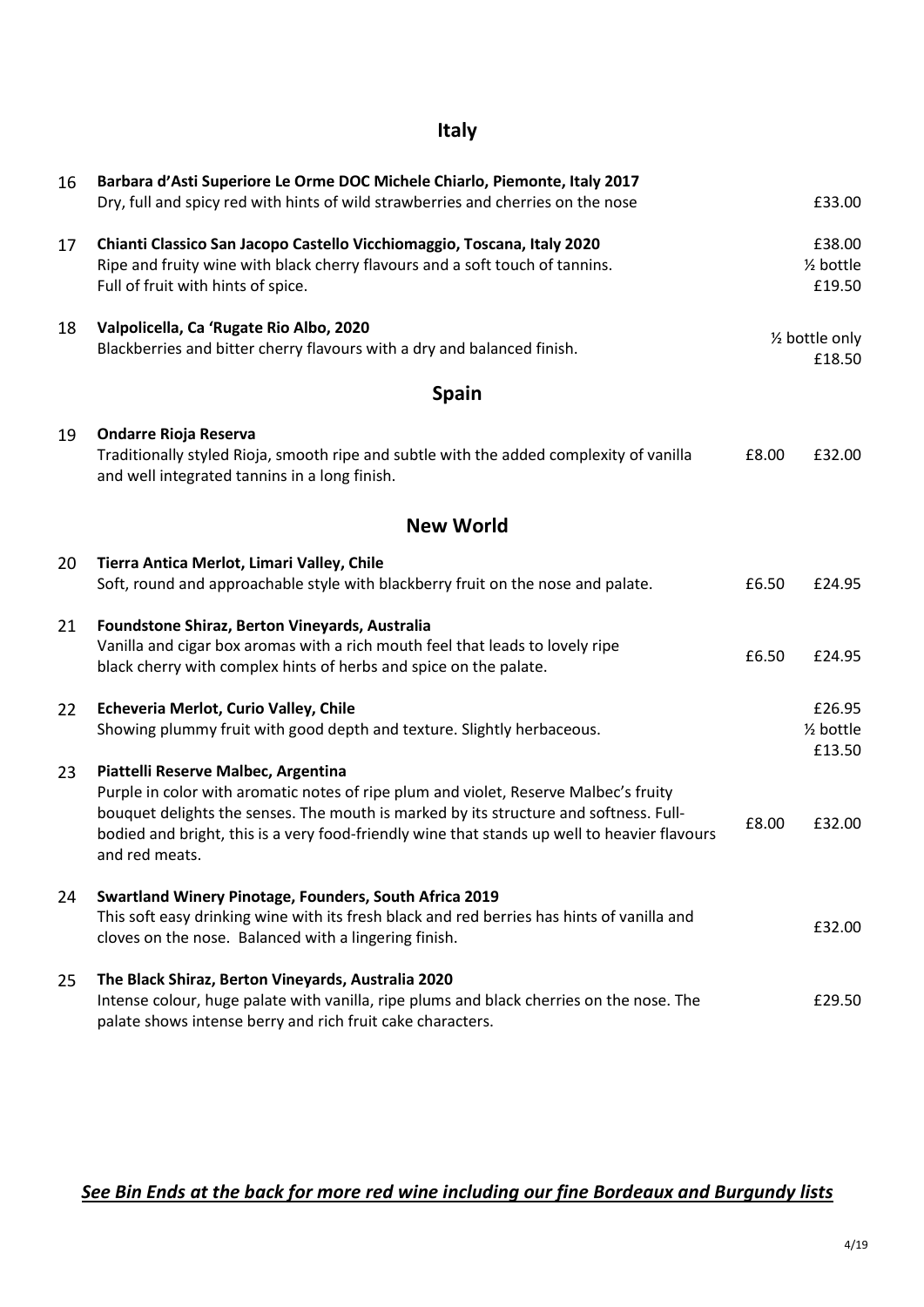## Italy

| No. | Wine | Glass | Bottle |
|---|---|---|---|
| 16 | **Barbara d'Asti Superiore Le Orme DOC Michele Chiarlo, Piemonte, Italy 2017**<br>Dry, full and spicy red with hints of wild strawberries and cherries on the nose | | £33.00 |
| 17 | **Chianti Classico San Jacopo Castello Vicchiomaggio, Toscana, Italy 2020**<br>Ripe and fruity wine with black cherry flavours and a soft touch of tannins.<br>Full of fruit with hints of spice. | | £38.00<br>½ bottle<br>£19.50 |
| 18 | **Valpolicella, Ca 'Rugate Rio Albo, 2020**<br>Blackberries and bitter cherry flavours with a dry and balanced finish. | | ½ bottle only<br>£18.50 |

## Spain

| No. | Wine | Glass | Bottle |
|---|---|---|---|
| 19 | **Ondarre Rioja Reserva**<br>Traditionally styled Rioja, smooth ripe and subtle with the added complexity of vanilla and well integrated tannins in a long finish. | £8.00 | £32.00 |

## New World

| No. | Wine | Glass | Bottle |
|---|---|---|---|
| 20 | **Tierra Antica Merlot, Limari Valley, Chile**<br>Soft, round and approachable style with blackberry fruit on the nose and palate. | £6.50 | £24.95 |
| 21 | **Foundstone Shiraz, Berton Vineyards, Australia**<br>Vanilla and cigar box aromas with a rich mouth feel that leads to lovely ripe black cherry with complex hints of herbs and spice on the palate. | £6.50 | £24.95 |
| 22 | **Echeveria Merlot, Curio Valley, Chile**<br>Showing plummy fruit with good depth and texture. Slightly herbaceous. | | £26.95<br>½ bottle<br>£13.50 |
| 23 | **Piattelli Reserve Malbec, Argentina**<br>Purple in color with aromatic notes of ripe plum and violet, Reserve Malbec's fruity bouquet delights the senses. The mouth is marked by its structure and softness. Full-bodied and bright, this is a very food-friendly wine that stands up well to heavier flavours and red meats. | £8.00 | £32.00 |
| 24 | **Swartland Winery Pinotage, Founders, South Africa 2019**<br>This soft easy drinking wine with its fresh black and red berries has hints of vanilla and cloves on the nose. Balanced with a lingering finish. | | £32.00 |
| 25 | **The Black Shiraz, Berton Vineyards, Australia 2020**<br>Intense colour, huge palate with vanilla, ripe plums and black cherries on the nose. The palate shows intense berry and rich fruit cake characters. | | £29.50 |

***See Bin Ends at the back for more red wine including our fine Bordeaux and Burgundy lists***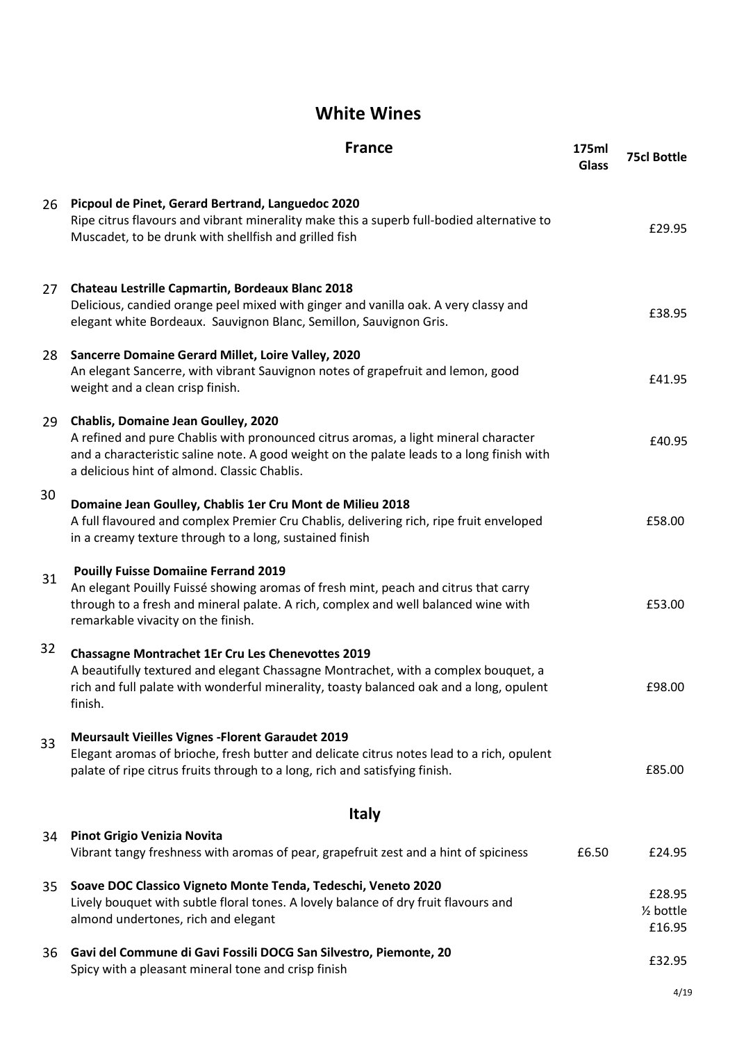# White Wines

| | France | 175ml Glass | 75cl Bottle |
|---|---|---|---|
| 26 | **Picpoul de Pinet, Gerard Bertrand, Languedoc 2020**<br>Ripe citrus flavours and vibrant minerality make this a superb full-bodied alternative to Muscadet, to be drunk with shellfish and grilled fish | | £29.95 |
| 27 | **Chateau Lestrille Capmartin, Bordeaux Blanc 2018**<br>Delicious, candied orange peel mixed with ginger and vanilla oak. A very classy and elegant white Bordeaux. Sauvignon Blanc, Semillon, Sauvignon Gris. | | £38.95 |
| 28 | **Sancerre Domaine Gerard Millet, Loire Valley, 2020**<br>An elegant Sancerre, with vibrant Sauvignon notes of grapefruit and lemon, good weight and a clean crisp finish. | | £41.95 |
| 29 | **Chablis, Domaine Jean Goulley, 2020**<br>A refined and pure Chablis with pronounced citrus aromas, a light mineral character and a characteristic saline note. A good weight on the palate leads to a long finish with a delicious hint of almond. Classic Chablis. | | £40.95 |
| 30 | **Domaine Jean Goulley, Chablis 1er Cru Mont de Milieu 2018**<br>A full flavoured and complex Premier Cru Chablis, delivering rich, ripe fruit enveloped in a creamy texture through to a long, sustained finish | | £58.00 |
| 31 | **Pouilly Fuisse Domaiine Ferrand 2019**<br>An elegant Pouilly Fuissé showing aromas of fresh mint, peach and citrus that carry through to a fresh and mineral palate. A rich, complex and well balanced wine with remarkable vivacity on the finish. | | £53.00 |
| 32 | **Chassagne Montrachet 1Er Cru Les Chenevottes 2019**<br>A beautifully textured and elegant Chassagne Montrachet, with a complex bouquet, a rich and full palate with wonderful minerality, toasty balanced oak and a long, opulent finish. | | £98.00 |
| 33 | **Meursault Vieilles Vignes -Florent Garaudet 2019**<br>Elegant aromas of brioche, fresh butter and delicate citrus notes lead to a rich, opulent palate of ripe citrus fruits through to a long, rich and satisfying finish. | | £85.00 |

## Italy

| | | 175ml Glass | 75cl Bottle |
|---|---|---|---|
| 34 | **Pinot Grigio Venizia Novita**<br>Vibrant tangy freshness with aromas of pear, grapefruit zest and a hint of spiciness | £6.50 | £24.95 |
| 35 | **Soave DOC Classico Vigneto Monte Tenda, Tedeschi, Veneto 2020**<br>Lively bouquet with subtle floral tones. A lovely balance of dry fruit flavours and almond undertones, rich and elegant | | £28.95<br>½ bottle<br>£16.95 |
| 36 | **Gavi del Commune di Gavi Fossili DOCG San Silvestro, Piemonte, 20**<br>Spicy with a pleasant mineral tone and crisp finish | | £32.95 |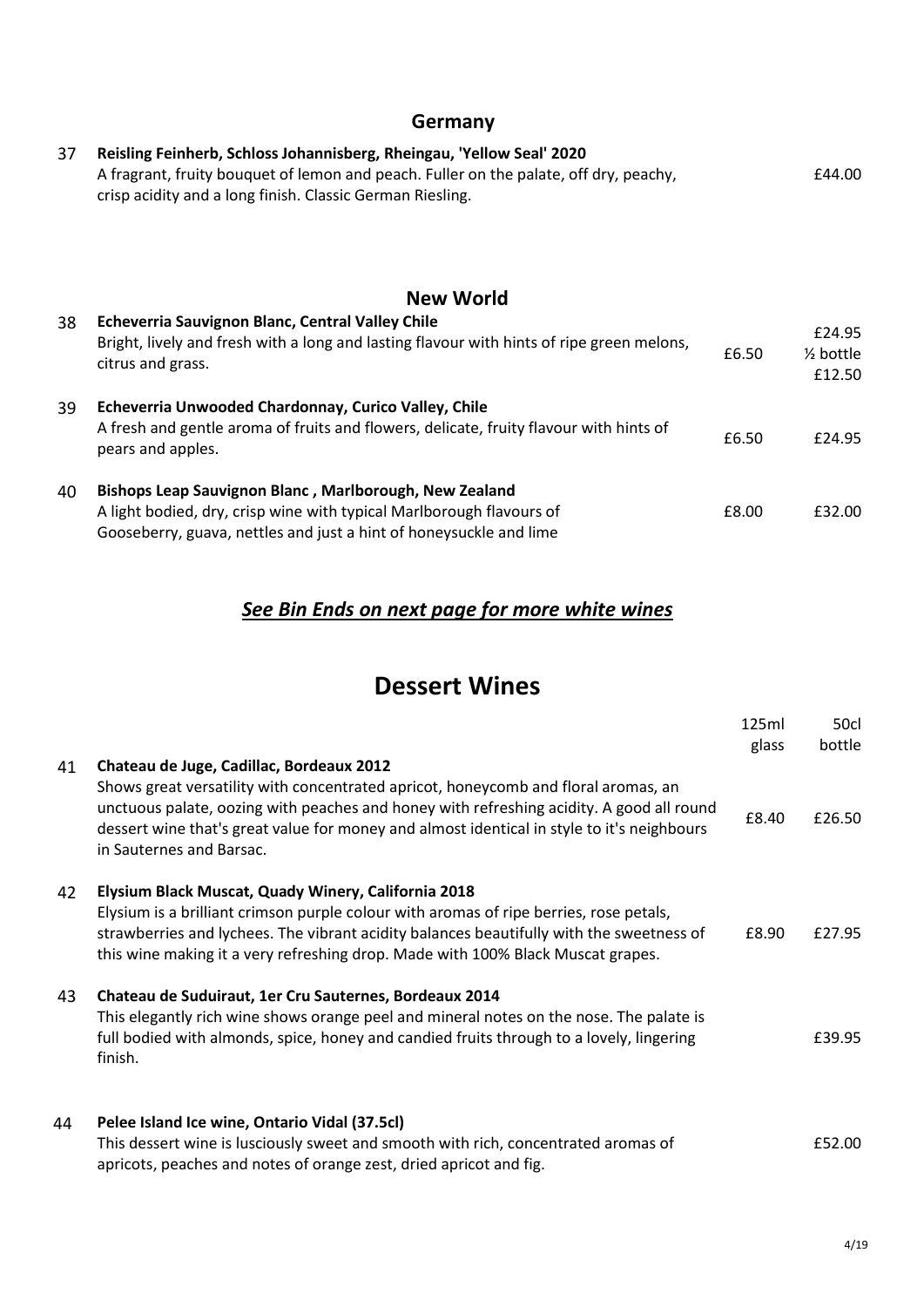## Germany

| No. | Wine | Glass | Bottle |
|---|---|---|---|
| 37 | **Reisling Feinherb, Schloss Johannisberg, Rheingau, 'Yellow Seal' 2020**<br>A fragrant, fruity bouquet of lemon and peach. Fuller on the palate, off dry, peachy, crisp acidity and a long finish. Classic German Riesling. | | £44.00 |

## New World

| No. | Wine | Glass | Bottle |
|---|---|---|---|
| 38 | **Echeverria Sauvignon Blanc, Central Valley Chile**<br>Bright, lively and fresh with a long and lasting flavour with hints of ripe green melons, citrus and grass. | £6.50 | £24.95<br>½ bottle<br>£12.50 |
| 39 | **Echeverria Unwooded Chardonnay, Curico Valley, Chile**<br>A fresh and gentle aroma of fruits and flowers, delicate, fruity flavour with hints of pears and apples. | £6.50 | £24.95 |
| 40 | **Bishops Leap Sauvignon Blanc , Marlborough, New Zealand**<br>A light bodied, dry, crisp wine with typical Marlborough flavours of Gooseberry, guava, nettles and just a hint of honeysuckle and lime | £8.00 | £32.00 |

***<u>See Bin Ends on next page for more white wines</u>***

# Dessert Wines

| No. | Wine | 125ml glass | 50cl bottle |
|---|---|---|---|
| 41 | **Chateau de Juge, Cadillac, Bordeaux 2012**<br>Shows great versatility with concentrated apricot, honeycomb and floral aromas, an unctuous palate, oozing with peaches and honey with refreshing acidity. A good all round dessert wine that's great value for money and almost identical in style to it's neighbours in Sauternes and Barsac. | £8.40 | £26.50 |
| 42 | **Elysium Black Muscat, Quady Winery, California 2018**<br>Elysium is a brilliant crimson purple colour with aromas of ripe berries, rose petals, strawberries and lychees. The vibrant acidity balances beautifully with the sweetness of this wine making it a very refreshing drop. Made with 100% Black Muscat grapes. | £8.90 | £27.95 |
| 43 | **Chateau de Suduiraut, 1er Cru Sauternes, Bordeaux 2014**<br>This elegantly rich wine shows orange peel and mineral notes on the nose. The palate is full bodied with almonds, spice, honey and candied fruits through to a lovely, lingering finish. | | £39.95 |
| 44 | **Pelee Island Ice wine, Ontario Vidal (37.5cl)**<br>This dessert wine is lusciously sweet and smooth with rich, concentrated aromas of apricots, peaches and notes of orange zest, dried apricot and fig. | | £52.00 |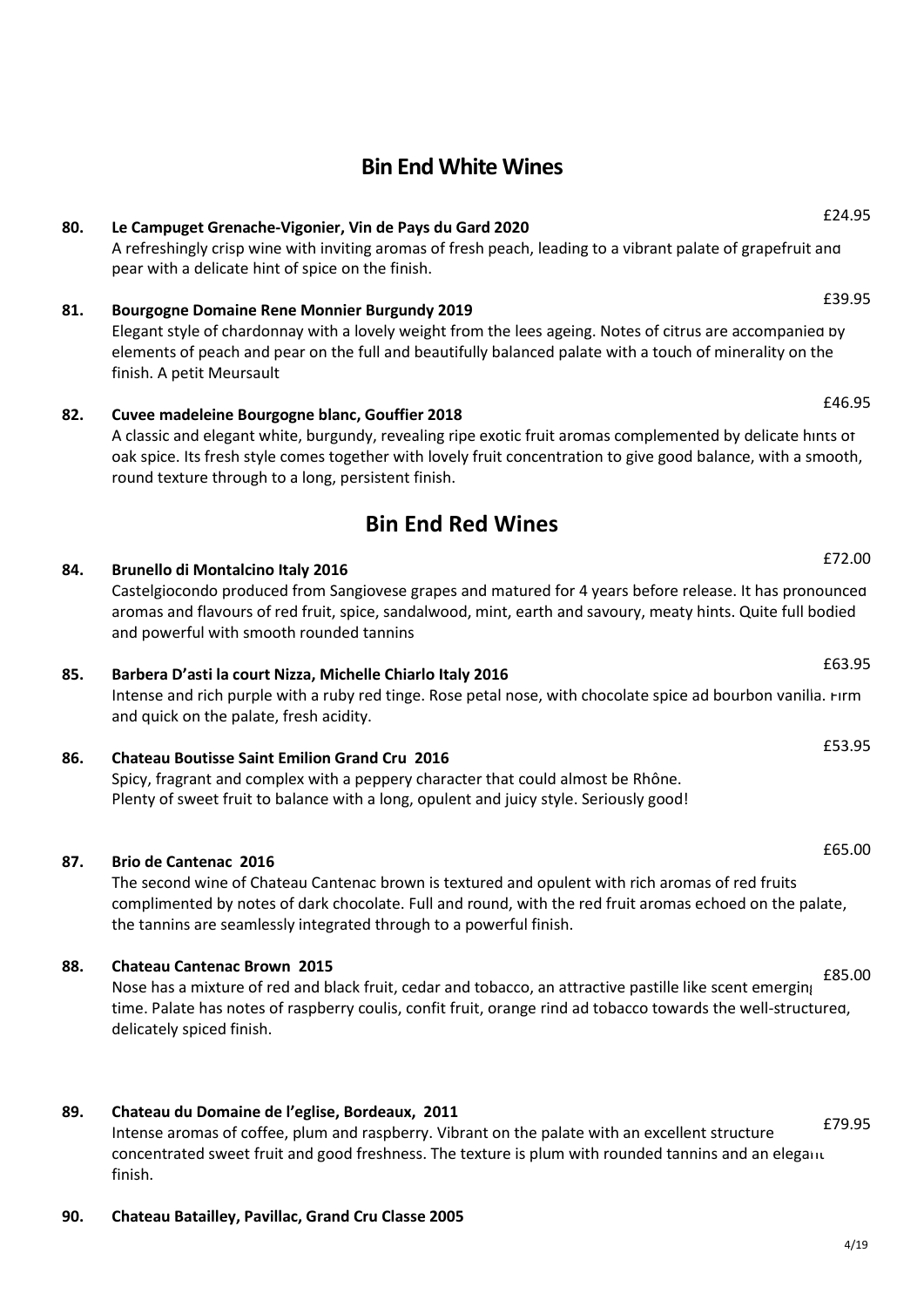## Bin End White Wines

**80. Le Campuget Grenache-Vigonier, Vin de Pays du Gard 2020** £24.95

A refreshingly crisp wine with inviting aromas of fresh peach, leading to a vibrant palate of grapefruit and pear with a delicate hint of spice on the finish.

**81. Bourgogne Domaine Rene Monnier Burgundy 2019** £39.95

Elegant style of chardonnay with a lovely weight from the lees ageing. Notes of citrus are accompanied by elements of peach and pear on the full and beautifully balanced palate with a touch of minerality on the finish. A petit Meursault

**82. Cuvee madeleine Bourgogne blanc, Gouffier 2018** £46.95

A classic and elegant white, burgundy, revealing ripe exotic fruit aromas complemented by delicate hints of oak spice. Its fresh style comes together with lovely fruit concentration to give good balance, with a smooth, round texture through to a long, persistent finish.

## Bin End Red Wines

**84. Brunello di Montalcino Italy 2016** £72.00

Castelgiocondo produced from Sangiovese grapes and matured for 4 years before release. It has pronounced aromas and flavours of red fruit, spice, sandalwood, mint, earth and savoury, meaty hints. Quite full bodied and powerful with smooth rounded tannins

**85. Barbera D'asti la court Nizza, Michelle Chiarlo Italy 2016** £63.95

Intense and rich purple with a ruby red tinge. Rose petal nose, with chocolate spice ad bourbon vanilla. Firm and quick on the palate, fresh acidity.

**86. Chateau Boutisse Saint Emilion Grand Cru 2016** £53.95

Spicy, fragrant and complex with a peppery character that could almost be Rhône.
Plenty of sweet fruit to balance with a long, opulent and juicy style. Seriously good!

**87. Brio de Cantenac 2016** £65.00

The second wine of Chateau Cantenac brown is textured and opulent with rich aromas of red fruits complimented by notes of dark chocolate. Full and round, with the red fruit aromas echoed on the palate, the tannins are seamlessly integrated through to a powerful finish.

**88. Chateau Cantenac Brown 2015** £85.00

Nose has a mixture of red and black fruit, cedar and tobacco, an attractive pastille like scent emerging time. Palate has notes of raspberry coulis, confit fruit, orange rind ad tobacco towards the well-structured, delicately spiced finish.

**89. Chateau du Domaine de l'eglise, Bordeaux, 2011** £79.95

Intense aromas of coffee, plum and raspberry. Vibrant on the palate with an excellent structure concentrated sweet fruit and good freshness. The texture is plum with rounded tannins and an elegant finish.

**90. Chateau Batailley, Pavillac, Grand Cru Classe 2005**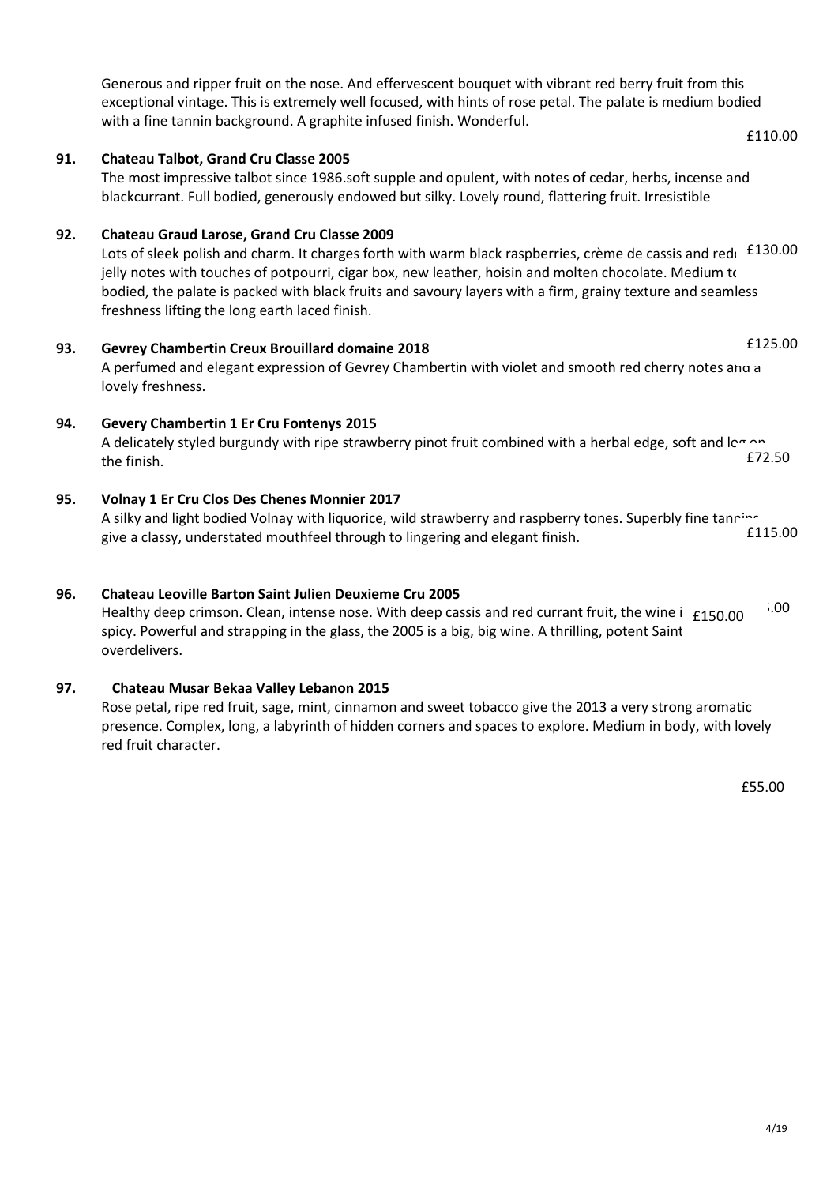Generous and ripper fruit on the nose. And effervescent bouquet with vibrant red berry fruit from this exceptional vintage. This is extremely well focused, with hints of rose petal. The palate is medium bodied with a fine tannin background. A graphite infused finish. Wonderful.

£110.00

**91. Chateau Talbot, Grand Cru Classe 2005**

The most impressive talbot since 1986.soft supple and opulent, with notes of cedar, herbs, incense and blackcurrant. Full bodied, generously endowed but silky. Lovely round, flattering fruit. Irresistible

**92. Chateau Graud Larose, Grand Cru Classe 2009**

Lots of sleek polish and charm. It charges forth with warm black raspberries, crème de cassis and red jelly notes with touches of potpourri, cigar box, new leather, hoisin and molten chocolate. Medium to bodied, the palate is packed with black fruits and savoury layers with a firm, grainy texture and seamless freshness lifting the long earth laced finish.

£130.00

**93. Gevrey Chambertin Creux Brouillard domaine 2018**

A perfumed and elegant expression of Gevrey Chambertin with violet and smooth red cherry notes and a lovely freshness.

£125.00

**94. Gevery Chambertin 1 Er Cru Fontenys 2015**

A delicately styled burgundy with ripe strawberry pinot fruit combined with a herbal edge, soft and long on the finish.

£72.50

**95. Volnay 1 Er Cru Clos Des Chenes Monnier 2017**

A silky and light bodied Volnay with liquorice, wild strawberry and raspberry tones. Superbly fine tannins give a classy, understated mouthfeel through to lingering and elegant finish.

£115.00

**96. Chateau Leoville Barton Saint Julien Deuxieme Cru 2005**

Healthy deep crimson. Clean, intense nose. With deep cassis and red currant fruit, the wine i spicy. Powerful and strapping in the glass, the 2005 is a big, big wine. A thrilling, potent Saint overdelivers.

£150.00

**97. Chateau Musar Bekaa Valley Lebanon 2015**

Rose petal, ripe red fruit, sage, mint, cinnamon and sweet tobacco give the 2013 a very strong aromatic presence. Complex, long, a labyrinth of hidden corners and spaces to explore. Medium in body, with lovely red fruit character.

£55.00